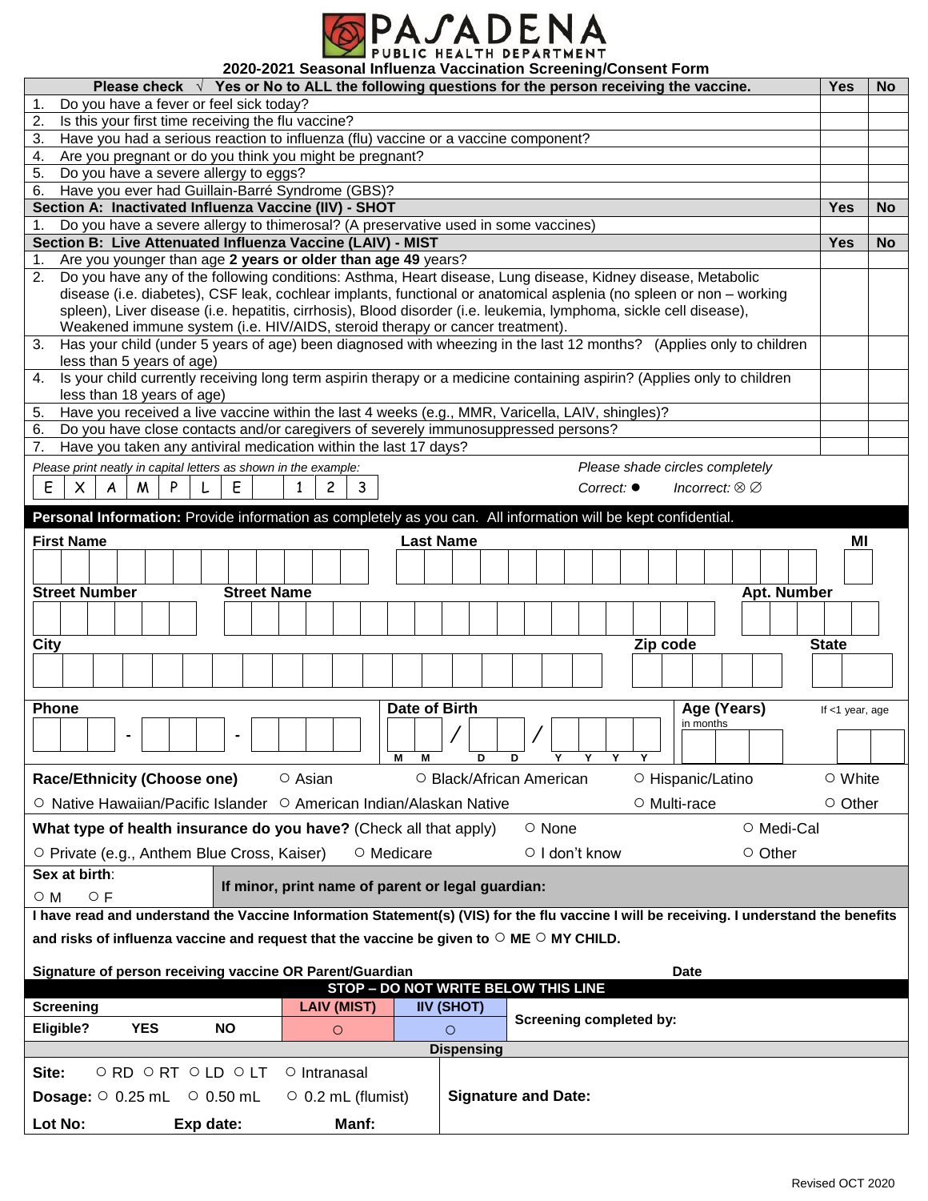# PASADENA PUBLIC HEALTH DEPARTMENT

## 2020-2021 Seasonal Influenza Vaccination Screening/Consent Form

| Please check √ Yes or No to ALL the following questions for the person receiving the vaccine. | Yes | No |
|---|---|---|
| 1. Do you have a fever or feel sick today? | | |
| 2. Is this your first time receiving the flu vaccine? | | |
| 3. Have you had a serious reaction to influenza (flu) vaccine or a vaccine component? | | |
| 4. Are you pregnant or do you think you might be pregnant? | | |
| 5. Do you have a severe allergy to eggs? | | |
| 6. Have you ever had Guillain-Barré Syndrome (GBS)? | | |
| **Section A: Inactivated Influenza Vaccine (IIV) - SHOT** | **Yes** | **No** |
| 1. Do you have a severe allergy to thimerosal? (A preservative used in some vaccines) | | |
| **Section B: Live Attenuated Influenza Vaccine (LAIV) - MIST** | **Yes** | **No** |
| 1. Are you younger than age **2 years or older than age 49** years? | | |
| 2. Do you have any of the following conditions: Asthma, Heart disease, Lung disease, Kidney disease, Metabolic disease (i.e. diabetes), CSF leak, cochlear implants, functional or anatomical asplenia (no spleen or non – working spleen), Liver disease (i.e. hepatitis, cirrhosis), Blood disorder (i.e. leukemia, lymphoma, sickle cell disease), Weakened immune system (i.e. HIV/AIDS, steroid therapy or cancer treatment). | | |
| 3. Has your child (under 5 years of age) been diagnosed with wheezing in the last 12 months? (Applies only to children less than 5 years of age) | | |
| 4. Is your child currently receiving long term aspirin therapy or a medicine containing aspirin? (Applies only to children less than 18 years of age) | | |
| 5. Have you received a live vaccine within the last 4 weeks (e.g., MMR, Varicella, LAIV, shingles)? | | |
| 6. Do you have close contacts and/or caregivers of severely immunosuppressed persons? | | |
| 7. Have you taken any antiviral medication within the last 17 days? | | |

*Please print neatly in capital letters as shown in the example:* E X A M P L E 1 2 3

*Please shade circles completely* Correct: ● Incorrect: ⊗ ∅

**Personal Information:** Provide information as completely as you can. All information will be kept confidential.

**First Name** | **Last Name** | **MI**

**Street Number** | **Street Name** | **Apt. Number**

**City** | **Zip code** | **State**

**Phone** ___ - ___ - ____ | **Date of Birth** MM / DD / YYYY | **Age (Years)** | If <1 year, age in months

**Race/Ethnicity (Choose one)** ○ Asian ○ Black/African American ○ Hispanic/Latino ○ White ○ Native Hawaiian/Pacific Islander ○ American Indian/Alaskan Native ○ Multi-race ○ Other

**What type of health insurance do you have?** (Check all that apply) ○ None ○ Medi-Cal ○ Private (e.g., Anthem Blue Cross, Kaiser) ○ Medicare ○ I don't know ○ Other

**Sex at birth**: ○ M ○ F

**If minor, print name of parent or legal guardian:**

**I have read and understand the Vaccine Information Statement(s) (VIS) for the flu vaccine I will be receiving. I understand the benefits and risks of influenza vaccine and request that the vaccine be given to ○ ME ○ MY CHILD.**

**Signature of person receiving vaccine OR Parent/Guardian** **Date**

**STOP – DO NOT WRITE BELOW THIS LINE**

| **Screening** | | | **LAIV (MIST)** | **IIV (SHOT)** | **Screening completed by:** |
|---|---|---|---|---|---|
| **Eligible?** | **YES** | **NO** | ○ | ○ | |

**Dispensing**

**Site:** ○ RD ○ RT ○ LD ○ LT ○ Intranasal

**Dosage:** ○ 0.25 mL ○ 0.50 mL ○ 0.2 mL (flumist)

**Signature and Date:**

**Lot No:** **Exp date:** **Manf:**

Revised OCT 2020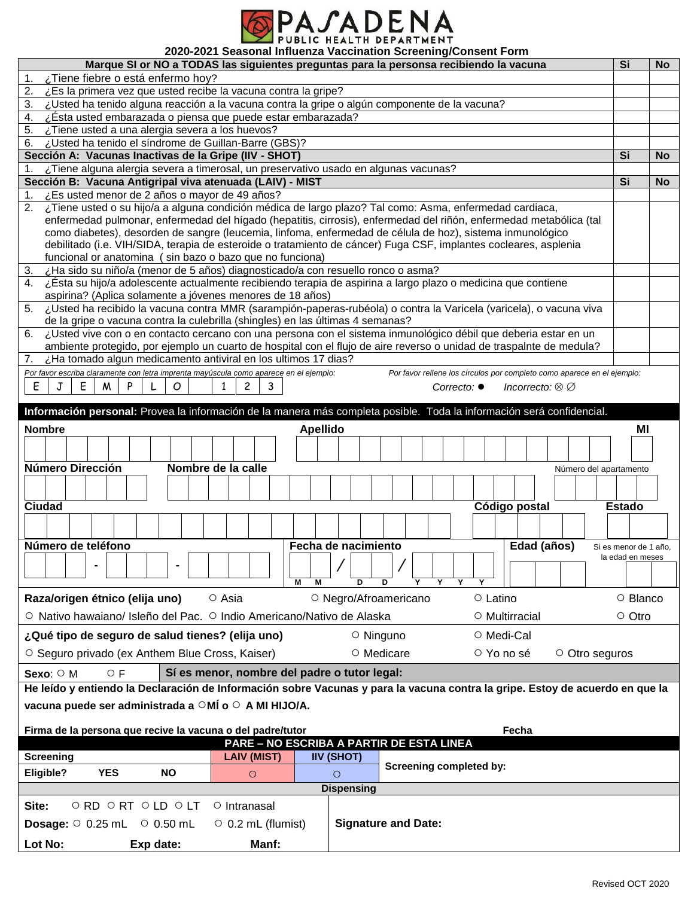# PASADENA PUBLIC HEALTH DEPARTMENT

## 2020-2021 Seasonal Influenza Vaccination Screening/Consent Form

| Marque SI or NO a TODAS las siguientes preguntas para la persona recibiendo la vacuna | Si | No |
|---|---|---|
| 1. ¿Tiene fiebre o está enfermo hoy? | | |
| 2. ¿Es la primera vez que usted recibe la vacuna contra la gripe? | | |
| 3. ¿Usted ha tenido alguna reacción a la vacuna contra la gripe o algún componente de la vacuna? | | |
| 4. ¿Ésta usted embarazada o piensa que puede estar embarazada? | | |
| 5. ¿Tiene usted a una alergia severa a los huevos? | | |
| 6. ¿Usted ha tenido el síndrome de Guillan-Barre (GBS)? | | |
| **Sección A: Vacunas Inactivas de la Gripe (IIV - SHOT)** | **Si** | **No** |
| 1. ¿Tiene alguna alergia severa a timerosal, un preservativo usado en algunas vacunas? | | |
| **Sección B: Vacuna Antigripal viva atenuada (LAIV) - MIST** | **Si** | **No** |
| 1. ¿Es usted menor de 2 años o mayor de 49 años? | | |
| 2. ¿Tiene usted o su hijo/a a alguna condición médica de largo plazo? Tal como: Asma, enfermedad cardiaca, enfermedad pulmonar, enfermedad del hígado (hepatitis, cirrosis), enfermedad del riñón, enfermedad metabólica (tal como diabetes), desorden de sangre (leucemia, linfoma, enfermedad de célula de hoz), sistema inmunológico debilitado (i.e. VIH/SIDA, terapia de esteroide o tratamiento de cáncer) Fuga CSF, implantes cocleares, asplenia funcional or anatomina ( sin bazo o bazo que no funciona) | | |
| 3. ¿Ha sido su niño/a (menor de 5 años) diagnosticado/a con resuello ronco o asma? | | |
| 4. ¿Ésta su hijo/a adolescente actualmente recibiendo terapia de aspirina a largo plazo o medicina que contiene aspirina? (Aplica solamente a jóvenes menores de 18 años) | | |
| 5. ¿Usted ha recibido la vacuna contra MMR (sarampión-paperas-rubéola) o contra la Varicela (varicela), o vacuna viva de la gripe o vacuna contra la culebrilla (shingles) en las últimas 4 semanas? | | |
| 6. ¿Usted vive con o en contacto cercano con una persona con el sistema inmunológico débil que deberia estar en un ambiente protegido, por ejemplo un cuarto de hospital con el flujo de aire reverso o unidad de traspalnte de medula? | | |
| 7. ¿Ha tomado algun medicamento antiviral en los ultimos 17 dias? | | |

*Por favor escriba claramente con letra imprenta mayúscula como aparece en el ejemplo:* E J E M P L O 1 2 3

*Por favor rellene los círculos por completo como aparece en el ejemplo:* *Correcto:* ● *Incorrecto:* ⊗ ∅

**Información personal:** Provea la información de la manera más completa posible. Toda la información será confidencial.

**Nombre** | **Apellido** | **MI**

**Número Dirección** | **Nombre de la calle** | Número del apartamento

**Ciudad** | **Código postal** | **Estado**

**Número de teléfono** ___ - ___ - ___ | **Fecha de nacimiento** M M / D D / Y Y Y Y | **Edad (años)** | Si es menor de 1 año, la edad en meses

**Raza/origen étnico (elija uno)** ○ Asia ○ Negro/Afroamericano ○ Latino ○ Blanco ○ Nativo hawaiano/ Isleño del Pac. ○ Indio Americano/Nativo de Alaska ○ Multirracial ○ Otro

**¿Qué tipo de seguro de salud tienes? (elija uno)** ○ Ninguno ○ Medi-Cal ○ Seguro privado (ex Anthem Blue Cross, Kaiser) ○ Medicare ○ Yo no sé ○ Otro seguros

**Sexo**: ○ M ○ F | **Sí es menor, nombre del padre o tutor legal:**

**He leído y entiendo la Declaración de Información sobre Vacunas y para la vacuna contra la gripe. Estoy de acuerdo en que la vacuna puede ser administrada a ○MÍ o ○ A MI HIJO/A.**

**Firma de la persona que recive la vacuna o del padre/tutor** **Fecha**

**PARE – NO ESCRIBA A PARTIR DE ESTA LINEA**

| Screening | LAIV (MIST) | IIV (SHOT) | Screening completed by: |
|---|---|---|---|
| Eligible? YES NO | ○ | ○ | |

**Dispensing**

**Site:** ○ RD ○ RT ○ LD ○ LT ○ Intranasal

**Dosage:** ○ 0.25 mL ○ 0.50 mL ○ 0.2 mL (flumist)

**Signature and Date:**

**Lot No:** **Exp date:** **Manf:**

Revised OCT 2020